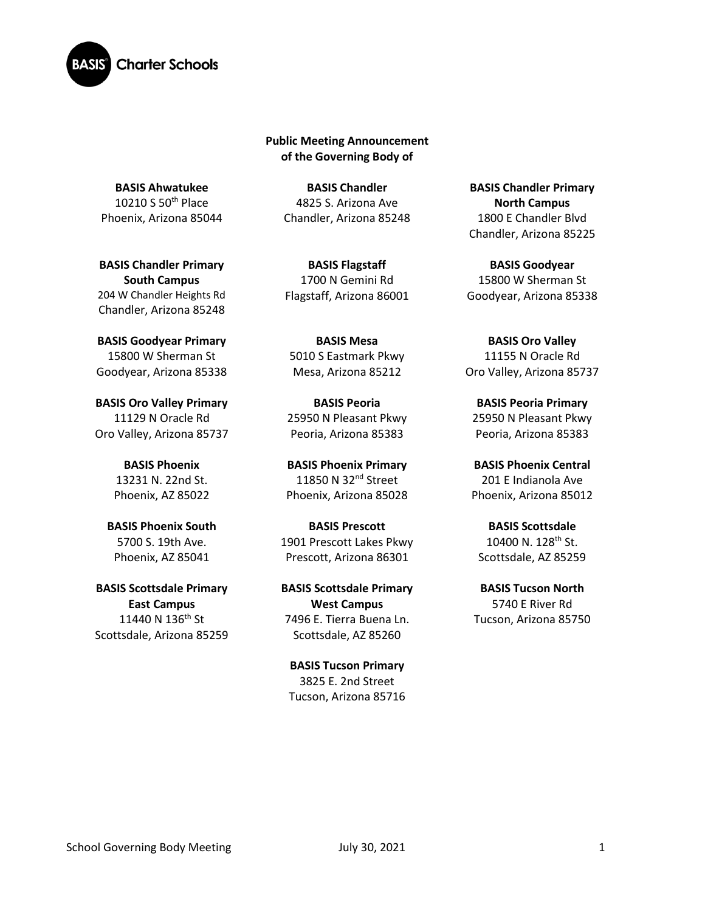**BASIS Charter Schools**

**Public Meeting Announcement of the Governing Body of**

**BASIS Ahwatukee**
10210 S 50th Place
Phoenix, Arizona 85044

**BASIS Chandler**
4825 S. Arizona Ave
Chandler, Arizona 85248

**BASIS Chandler Primary North Campus**
1800 E Chandler Blvd
Chandler, Arizona 85225

**BASIS Chandler Primary South Campus**
204 W Chandler Heights Rd
Chandler, Arizona 85248

**BASIS Flagstaff**
1700 N Gemini Rd
Flagstaff, Arizona 86001

**BASIS Goodyear**
15800 W Sherman St
Goodyear, Arizona 85338

**BASIS Goodyear Primary**
15800 W Sherman St
Goodyear, Arizona 85338

**BASIS Mesa**
5010 S Eastmark Pkwy
Mesa, Arizona 85212

**BASIS Oro Valley**
11155 N Oracle Rd
Oro Valley, Arizona 85737

**BASIS Oro Valley Primary**
11129 N Oracle Rd
Oro Valley, Arizona 85737

**BASIS Peoria**
25950 N Pleasant Pkwy
Peoria, Arizona 85383

**BASIS Peoria Primary**
25950 N Pleasant Pkwy
Peoria, Arizona 85383

**BASIS Phoenix**
13231 N. 22nd St.
Phoenix, AZ 85022

**BASIS Phoenix Primary**
11850 N 32nd Street
Phoenix, Arizona 85028

**BASIS Phoenix Central**
201 E Indianola Ave
Phoenix, Arizona 85012

**BASIS Phoenix South**
5700 S. 19th Ave.
Phoenix, AZ 85041

**BASIS Prescott**
1901 Prescott Lakes Pkwy
Prescott, Arizona 86301

**BASIS Scottsdale**
10400 N. 128th St.
Scottsdale, AZ 85259

**BASIS Scottsdale Primary East Campus**
11440 N 136th St
Scottsdale, Arizona 85259

**BASIS Scottsdale Primary West Campus**
7496 E. Tierra Buena Ln.
Scottsdale, AZ 85260

**BASIS Tucson North**
5740 E River Rd
Tucson, Arizona 85750

**BASIS Tucson Primary**
3825 E. 2nd Street
Tucson, Arizona 85716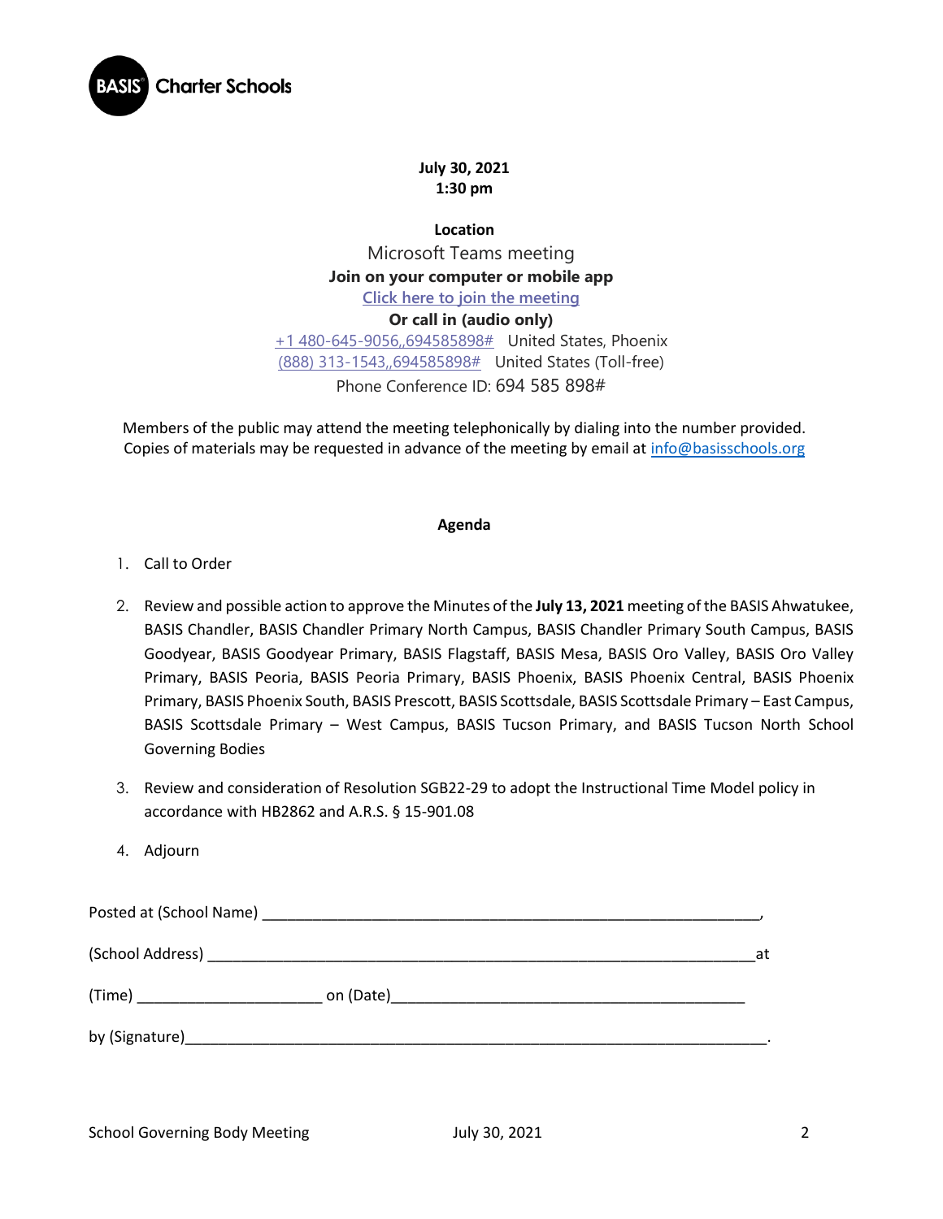BASIS Charter Schools

**July 30, 2021**
**1:30 pm**

**Location**

Microsoft Teams meeting

**Join on your computer or mobile app**

Click here to join the meeting

**Or call in (audio only)**

+1 480-645-9056,,694585898# United States, Phoenix

(888) 313-1543,,694585898# United States (Toll-free)

Phone Conference ID: 694 585 898#

Members of the public may attend the meeting telephonically by dialing into the number provided. Copies of materials may be requested in advance of the meeting by email at info@basisschools.org

**Agenda**

1. Call to Order
2. Review and possible action to approve the Minutes of the **July 13, 2021** meeting of the BASIS Ahwatukee, BASIS Chandler, BASIS Chandler Primary North Campus, BASIS Chandler Primary South Campus, BASIS Goodyear, BASIS Goodyear Primary, BASIS Flagstaff, BASIS Mesa, BASIS Oro Valley, BASIS Oro Valley Primary, BASIS Peoria, BASIS Peoria Primary, BASIS Phoenix, BASIS Phoenix Central, BASIS Phoenix Primary, BASIS Phoenix South, BASIS Prescott, BASIS Scottsdale, BASIS Scottsdale Primary – East Campus, BASIS Scottsdale Primary – West Campus, BASIS Tucson Primary, and BASIS Tucson North School Governing Bodies
3. Review and consideration of Resolution SGB22-29 to adopt the Instructional Time Model policy in accordance with HB2862 and A.R.S. § 15-901.08
4. Adjourn

Posted at (School Name) ____________________________________________________________,

(School Address) __________________________________________________________________at

(Time) ______________________ on (Date)___________________________________________

by (Signature)_______________________________________________________________________.